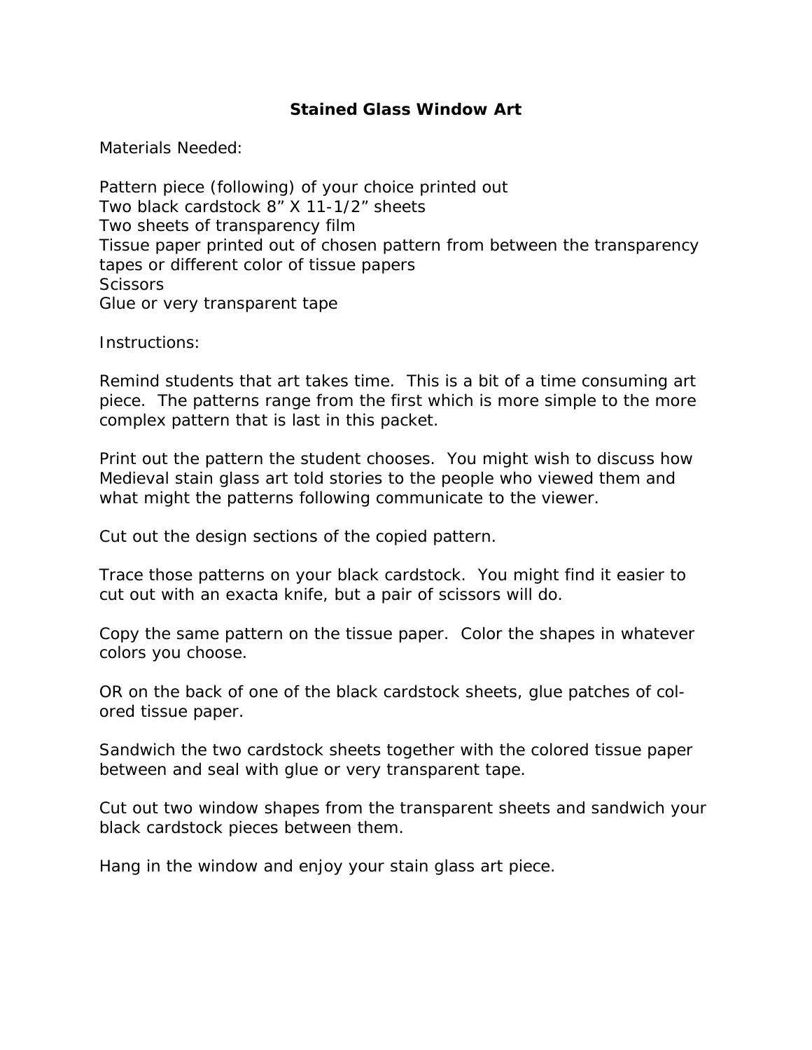# Stained Glass Window Art

Materials Needed:

Pattern piece (following) of your choice printed out
Two black cardstock 8” X 11-1/2” sheets
Two sheets of transparency film
Tissue paper printed out of chosen pattern from between the transparency tapes or different color of tissue papers
Scissors
Glue or very transparent tape

Instructions:

Remind students that art takes time. This is a bit of a time consuming art piece. The patterns range from the first which is more simple to the more complex pattern that is last in this packet.

Print out the pattern the student chooses. You might wish to discuss how Medieval stain glass art told stories to the people who viewed them and what might the patterns following communicate to the viewer.

Cut out the design sections of the copied pattern.

Trace those patterns on your black cardstock. You might find it easier to cut out with an exacta knife, but a pair of scissors will do.

Copy the same pattern on the tissue paper. Color the shapes in whatever colors you choose.

OR on the back of one of the black cardstock sheets, glue patches of colored tissue paper.

Sandwich the two cardstock sheets together with the colored tissue paper between and seal with glue or very transparent tape.

Cut out two window shapes from the transparent sheets and sandwich your black cardstock pieces between them.

Hang in the window and enjoy your stain glass art piece.